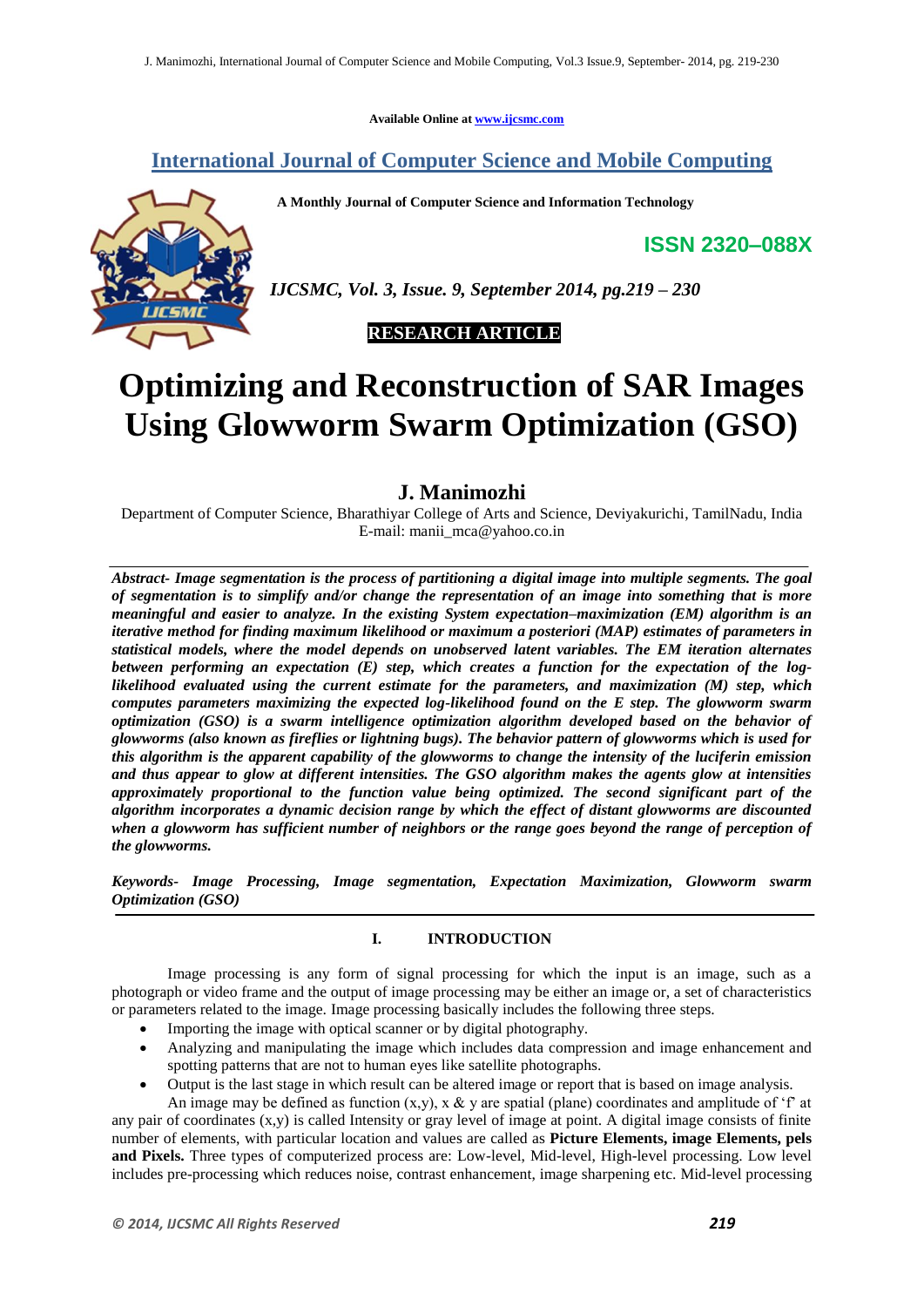Available Online at www.ijcsmc.com

# International Journal of Computer Science and Mobile Computing

**A Monthly Journal of Computer Science and Information Technology**

**ISSN 2320–088X**

*IJCSMC, Vol. 3, Issue. 9, September 2014, pg.219 – 230*

**RESEARCH ARTICLE**

# Optimizing and Reconstruction of SAR Images Using Glowworm Swarm Optimization (GSO)

## J. Manimozhi

Department of Computer Science, Bharathiyar College of Arts and Science, Deviyakurichi, TamilNadu, India
E-mail: manii_mca@yahoo.co.in

***Abstract- Image segmentation is the process of partitioning a digital image into multiple segments. The goal of segmentation is to simplify and/or change the representation of an image into something that is more meaningful and easier to analyze. In the existing System expectation–maximization (EM) algorithm is an iterative method for finding maximum likelihood or maximum a posteriori (MAP) estimates of parameters in statistical models, where the model depends on unobserved latent variables. The EM iteration alternates between performing an expectation (E) step, which creates a function for the expectation of the log-likelihood evaluated using the current estimate for the parameters, and maximization (M) step, which computes parameters maximizing the expected log-likelihood found on the E step. The glowworm swarm optimization (GSO) is a swarm intelligence optimization algorithm developed based on the behavior of glowworms (also known as fireflies or lightning bugs). The behavior pattern of glowworms which is used for this algorithm is the apparent capability of the glowworms to change the intensity of the luciferin emission and thus appear to glow at different intensities. The GSO algorithm makes the agents glow at intensities approximately proportional to the function value being optimized. The second significant part of the algorithm incorporates a dynamic decision range by which the effect of distant glowworms are discounted when a glowworm has sufficient number of neighbors or the range goes beyond the range of perception of the glowworms.***

***Keywords- Image Processing, Image segmentation, Expectation Maximization, Glowworm swarm Optimization (GSO)***

## I. INTRODUCTION

Image processing is any form of signal processing for which the input is an image, such as a photograph or video frame and the output of image processing may be either an image or, a set of characteristics or parameters related to the image. Image processing basically includes the following three steps.

- Importing the image with optical scanner or by digital photography.
- Analyzing and manipulating the image which includes data compression and image enhancement and spotting patterns that are not to human eyes like satellite photographs.
- Output is the last stage in which result can be altered image or report that is based on image analysis.

An image may be defined as function (x,y), x & y are spatial (plane) coordinates and amplitude of 'f' at any pair of coordinates (x,y) is called Intensity or gray level of image at point. A digital image consists of finite number of elements, with particular location and values are called as **Picture Elements, image Elements, pels and Pixels.** Three types of computerized process are: Low-level, Mid-level, High-level processing. Low level includes pre-processing which reduces noise, contrast enhancement, image sharpening etc. Mid-level processing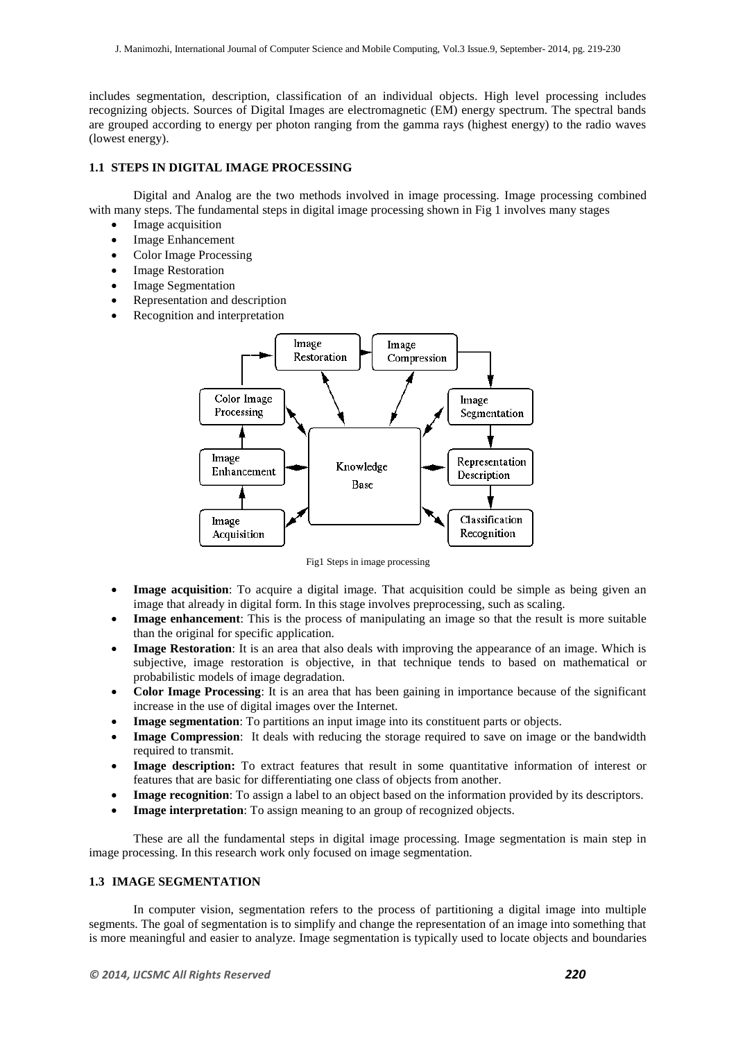includes segmentation, description, classification of an individual objects. High level processing includes recognizing objects. Sources of Digital Images are electromagnetic (EM) energy spectrum. The spectral bands are grouped according to energy per photon ranging from the gamma rays (highest energy) to the radio waves (lowest energy).

### 1.1 STEPS IN DIGITAL IMAGE PROCESSING

Digital and Analog are the two methods involved in image processing. Image processing combined with many steps. The fundamental steps in digital image processing shown in Fig 1 involves many stages

- Image acquisition
- Image Enhancement
- Color Image Processing
- Image Restoration
- Image Segmentation
- Representation and description
- Recognition and interpretation

Fig1 Steps in image processing

- **Image acquisition**: To acquire a digital image. That acquisition could be simple as being given an image that already in digital form. In this stage involves preprocessing, such as scaling.
- **Image enhancement**: This is the process of manipulating an image so that the result is more suitable than the original for specific application.
- **Image Restoration**: It is an area that also deals with improving the appearance of an image. Which is subjective, image restoration is objective, in that technique tends to based on mathematical or probabilistic models of image degradation.
- **Color Image Processing**: It is an area that has been gaining in importance because of the significant increase in the use of digital images over the Internet.
- **Image segmentation**: To partitions an input image into its constituent parts or objects.
- **Image Compression**: It deals with reducing the storage required to save on image or the bandwidth required to transmit.
- **Image description:** To extract features that result in some quantitative information of interest or features that are basic for differentiating one class of objects from another.
- **Image recognition**: To assign a label to an object based on the information provided by its descriptors.
- **Image interpretation**: To assign meaning to an group of recognized objects.

These are all the fundamental steps in digital image processing. Image segmentation is main step in image processing. In this research work only focused on image segmentation.

### 1.3 IMAGE SEGMENTATION

In computer vision, segmentation refers to the process of partitioning a digital image into multiple segments. The goal of segmentation is to simplify and change the representation of an image into something that is more meaningful and easier to analyze. Image segmentation is typically used to locate objects and boundaries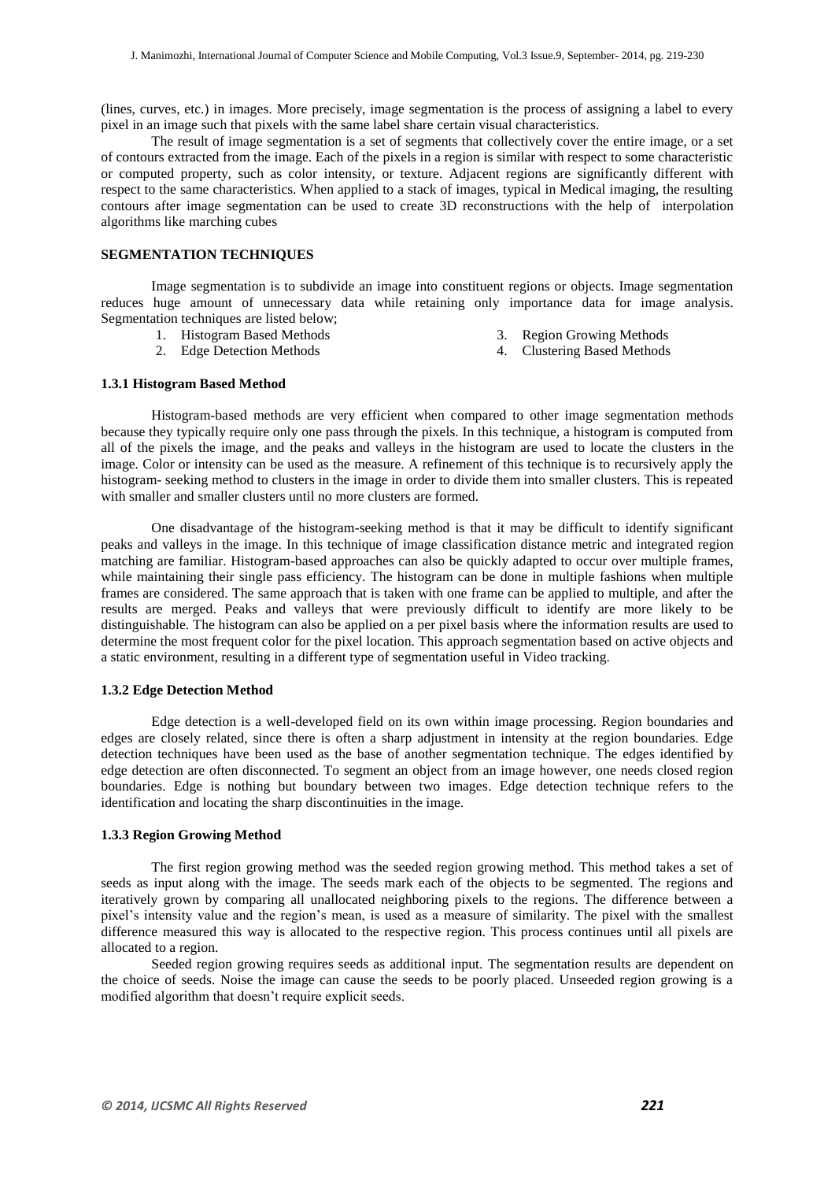(lines, curves, etc.) in images. More precisely, image segmentation is the process of assigning a label to every pixel in an image such that pixels with the same label share certain visual characteristics.

The result of image segmentation is a set of segments that collectively cover the entire image, or a set of contours extracted from the image. Each of the pixels in a region is similar with respect to some characteristic or computed property, such as color intensity, or texture. Adjacent regions are significantly different with respect to the same characteristics. When applied to a stack of images, typical in Medical imaging, the resulting contours after image segmentation can be used to create 3D reconstructions with the help of interpolation algorithms like marching cubes

**SEGMENTATION TECHNIQUES**

Image segmentation is to subdivide an image into constituent regions or objects. Image segmentation reduces huge amount of unnecessary data while retaining only importance data for image analysis. Segmentation techniques are listed below;

1. Histogram Based Methods
2. Edge Detection Methods
3. Region Growing Methods
4. Clustering Based Methods

**1.3.1 Histogram Based Method**

Histogram-based methods are very efficient when compared to other image segmentation methods because they typically require only one pass through the pixels. In this technique, a histogram is computed from all of the pixels the image, and the peaks and valleys in the histogram are used to locate the clusters in the image. Color or intensity can be used as the measure. A refinement of this technique is to recursively apply the histogram- seeking method to clusters in the image in order to divide them into smaller clusters. This is repeated with smaller and smaller clusters until no more clusters are formed.

One disadvantage of the histogram-seeking method is that it may be difficult to identify significant peaks and valleys in the image. In this technique of image classification distance metric and integrated region matching are familiar. Histogram-based approaches can also be quickly adapted to occur over multiple frames, while maintaining their single pass efficiency. The histogram can be done in multiple fashions when multiple frames are considered. The same approach that is taken with one frame can be applied to multiple, and after the results are merged. Peaks and valleys that were previously difficult to identify are more likely to be distinguishable. The histogram can also be applied on a per pixel basis where the information results are used to determine the most frequent color for the pixel location. This approach segmentation based on active objects and a static environment, resulting in a different type of segmentation useful in Video tracking.

**1.3.2 Edge Detection Method**

Edge detection is a well-developed field on its own within image processing. Region boundaries and edges are closely related, since there is often a sharp adjustment in intensity at the region boundaries. Edge detection techniques have been used as the base of another segmentation technique. The edges identified by edge detection are often disconnected. To segment an object from an image however, one needs closed region boundaries. Edge is nothing but boundary between two images. Edge detection technique refers to the identification and locating the sharp discontinuities in the image.

**1.3.3 Region Growing Method**

The first region growing method was the seeded region growing method. This method takes a set of seeds as input along with the image. The seeds mark each of the objects to be segmented. The regions and iteratively grown by comparing all unallocated neighboring pixels to the regions. The difference between a pixel's intensity value and the region's mean, is used as a measure of similarity. The pixel with the smallest difference measured this way is allocated to the respective region. This process continues until all pixels are allocated to a region.

Seeded region growing requires seeds as additional input. The segmentation results are dependent on the choice of seeds. Noise the image can cause the seeds to be poorly placed. Unseeded region growing is a modified algorithm that doesn't require explicit seeds.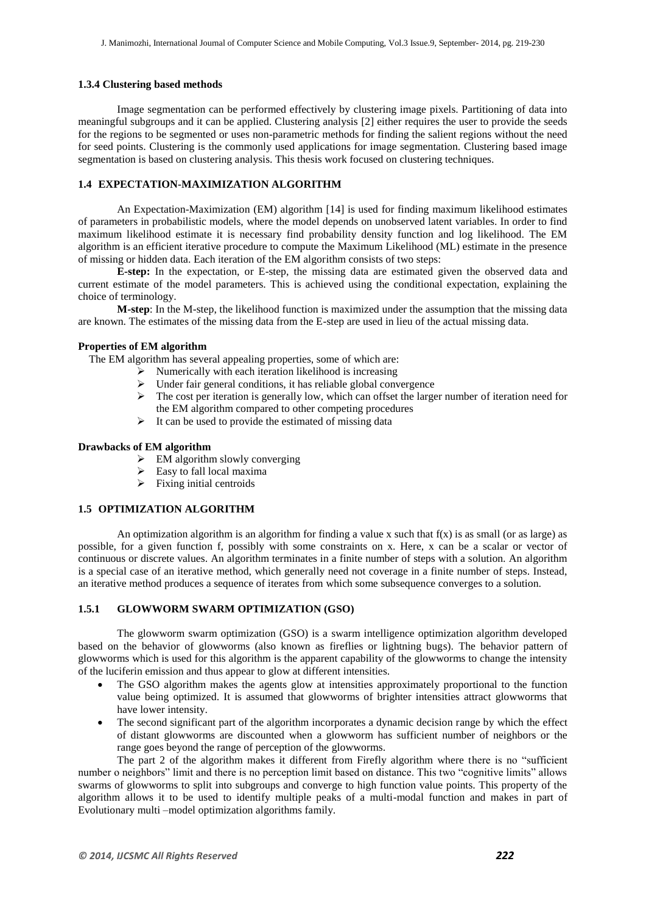### 1.3.4 Clustering based methods

Image segmentation can be performed effectively by clustering image pixels. Partitioning of data into meaningful subgroups and it can be applied. Clustering analysis [2] either requires the user to provide the seeds for the regions to be segmented or uses non-parametric methods for finding the salient regions without the need for seed points. Clustering is the commonly used applications for image segmentation. Clustering based image segmentation is based on clustering analysis. This thesis work focused on clustering techniques.

## 1.4 EXPECTATION-MAXIMIZATION ALGORITHM

An Expectation-Maximization (EM) algorithm [14] is used for finding maximum likelihood estimates of parameters in probabilistic models, where the model depends on unobserved latent variables. In order to find maximum likelihood estimate it is necessary find probability density function and log likelihood. The EM algorithm is an efficient iterative procedure to compute the Maximum Likelihood (ML) estimate in the presence of missing or hidden data. Each iteration of the EM algorithm consists of two steps:

**E-step:** In the expectation, or E-step, the missing data are estimated given the observed data and current estimate of the model parameters. This is achieved using the conditional expectation, explaining the choice of terminology.

**M-step**: In the M-step, the likelihood function is maximized under the assumption that the missing data are known. The estimates of the missing data from the E-step are used in lieu of the actual missing data.

**Properties of EM algorithm**

The EM algorithm has several appealing properties, some of which are:

- Numerically with each iteration likelihood is increasing
- Under fair general conditions, it has reliable global convergence
- The cost per iteration is generally low, which can offset the larger number of iteration need for the EM algorithm compared to other competing procedures
- It can be used to provide the estimated of missing data

**Drawbacks of EM algorithm**

- EM algorithm slowly converging
- Easy to fall local maxima
- Fixing initial centroids

## 1.5 OPTIMIZATION ALGORITHM

An optimization algorithm is an algorithm for finding a value x such that f(x) is as small (or as large) as possible, for a given function f, possibly with some constraints on x. Here, x can be a scalar or vector of continuous or discrete values. An algorithm terminates in a finite number of steps with a solution. An algorithm is a special case of an iterative method, which generally need not coverage in a finite number of steps. Instead, an iterative method produces a sequence of iterates from which some subsequence converges to a solution.

### 1.5.1 GLOWWORM SWARM OPTIMIZATION (GSO)

The glowworm swarm optimization (GSO) is a swarm intelligence optimization algorithm developed based on the behavior of glowworms (also known as fireflies or lightning bugs). The behavior pattern of glowworms which is used for this algorithm is the apparent capability of the glowworms to change the intensity of the luciferin emission and thus appear to glow at different intensities.

- The GSO algorithm makes the agents glow at intensities approximately proportional to the function value being optimized. It is assumed that glowworms of brighter intensities attract glowworms that have lower intensity.
- The second significant part of the algorithm incorporates a dynamic decision range by which the effect of distant glowworms are discounted when a glowworm has sufficient number of neighbors or the range goes beyond the range of perception of the glowworms.

The part 2 of the algorithm makes it different from Firefly algorithm where there is no "sufficient number o neighbors" limit and there is no perception limit based on distance. This two "cognitive limits" allows swarms of glowworms to split into subgroups and converge to high function value points. This property of the algorithm allows it to be used to identify multiple peaks of a multi-modal function and makes in part of Evolutionary multi –model optimization algorithms family.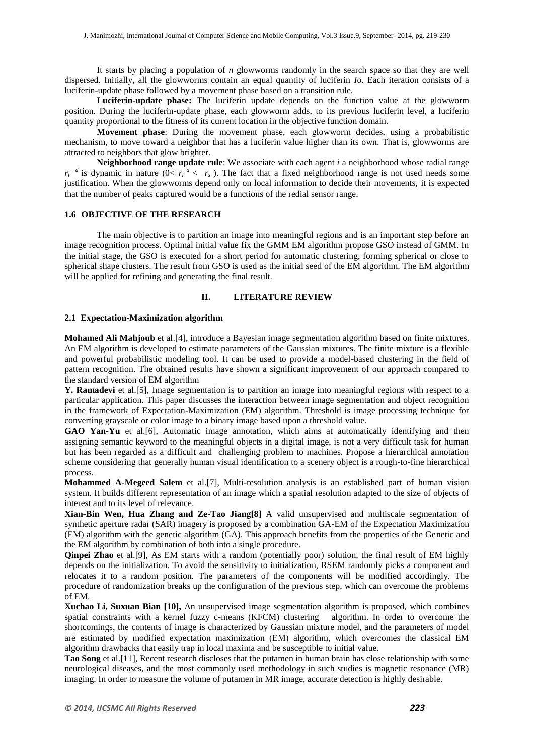It starts by placing a population of *n* glowworms randomly in the search space so that they are well dispersed. Initially, all the glowworms contain an equal quantity of luciferin *I*o. Each iteration consists of a luciferin-update phase followed by a movement phase based on a transition rule.

**Luciferin-update phase:** The luciferin update depends on the function value at the glowworm position. During the luciferin-update phase, each glowworm adds, to its previous luciferin level, a luciferin quantity proportional to the fitness of its current location in the objective function domain.

**Movement phase**: During the movement phase, each glowworm decides, using a probabilistic mechanism, to move toward a neighbor that has a luciferin value higher than its own. That is, glowworms are attracted to neighbors that glow brighter.

**Neighborhood range update rule**: We associate with each agent *i* a neighborhood whose radial range $r_i^{\,d}$ is dynamic in nature ($0 < r_i^{\,d} < r_s$). The fact that a fixed neighborhood range is not used needs some justification. When the glowworms depend only on local information to decide their movements, it is expected that the number of peaks captured would be a functions of the redial sensor range.

### 1.6 OBJECTIVE OF THE RESEARCH

The main objective is to partition an image into meaningful regions and is an important step before an image recognition process. Optimal initial value fix the GMM EM algorithm propose GSO instead of GMM. In the initial stage, the GSO is executed for a short period for automatic clustering, forming spherical or close to spherical shape clusters. The result from GSO is used as the initial seed of the EM algorithm. The EM algorithm will be applied for refining and generating the final result.

## II. LITERATURE REVIEW

### 2.1 Expectation-Maximization algorithm

**Mohamed Ali Mahjoub** et al.[4], introduce a Bayesian image segmentation algorithm based on finite mixtures. An EM algorithm is developed to estimate parameters of the Gaussian mixtures. The finite mixture is a flexible and powerful probabilistic modeling tool. It can be used to provide a model-based clustering in the field of pattern recognition. The obtained results have shown a significant improvement of our approach compared to the standard version of EM algorithm

**Y. Ramadevi** et al.[5], Image segmentation is to partition an image into meaningful regions with respect to a particular application. This paper discusses the interaction between image segmentation and object recognition in the framework of Expectation-Maximization (EM) algorithm. Threshold is image processing technique for converting grayscale or color image to a binary image based upon a threshold value.

**GAO Yan-Yu** et al.[6], Automatic image annotation, which aims at automatically identifying and then assigning semantic keyword to the meaningful objects in a digital image, is not a very difficult task for human but has been regarded as a difficult and challenging problem to machines. Propose a hierarchical annotation scheme considering that generally human visual identification to a scenery object is a rough-to-fine hierarchical process.

**Mohammed A-Megeed Salem** et al.[7], Multi-resolution analysis is an established part of human vision system. It builds different representation of an image which a spatial resolution adapted to the size of objects of interest and to its level of relevance.

**Xian-Bin Wen, Hua Zhang and Ze-Tao Jiang[8]** A valid unsupervised and multiscale segmentation of synthetic aperture radar (SAR) imagery is proposed by a combination GA-EM of the Expectation Maximization (EM) algorithm with the genetic algorithm (GA). This approach benefits from the properties of the Genetic and the EM algorithm by combination of both into a single procedure.

**Qinpei Zhao** et al.[9], As EM starts with a random (potentially poor) solution, the final result of EM highly depends on the initialization. To avoid the sensitivity to initialization, RSEM randomly picks a component and relocates it to a random position. The parameters of the components will be modified accordingly. The procedure of randomization breaks up the configuration of the previous step, which can overcome the problems of EM.

**Xuchao Li, Suxuan Bian [10],** An unsupervised image segmentation algorithm is proposed, which combines spatial constraints with a kernel fuzzy c-means (KFCM) clustering algorithm. In order to overcome the shortcomings, the contents of image is characterized by Gaussian mixture model, and the parameters of model are estimated by modified expectation maximization (EM) algorithm, which overcomes the classical EM algorithm drawbacks that easily trap in local maxima and be susceptible to initial value.

**Tao Song** et al.[11], Recent research discloses that the putamen in human brain has close relationship with some neurological diseases, and the most commonly used methodology in such studies is magnetic resonance (MR) imaging. In order to measure the volume of putamen in MR image, accurate detection is highly desirable.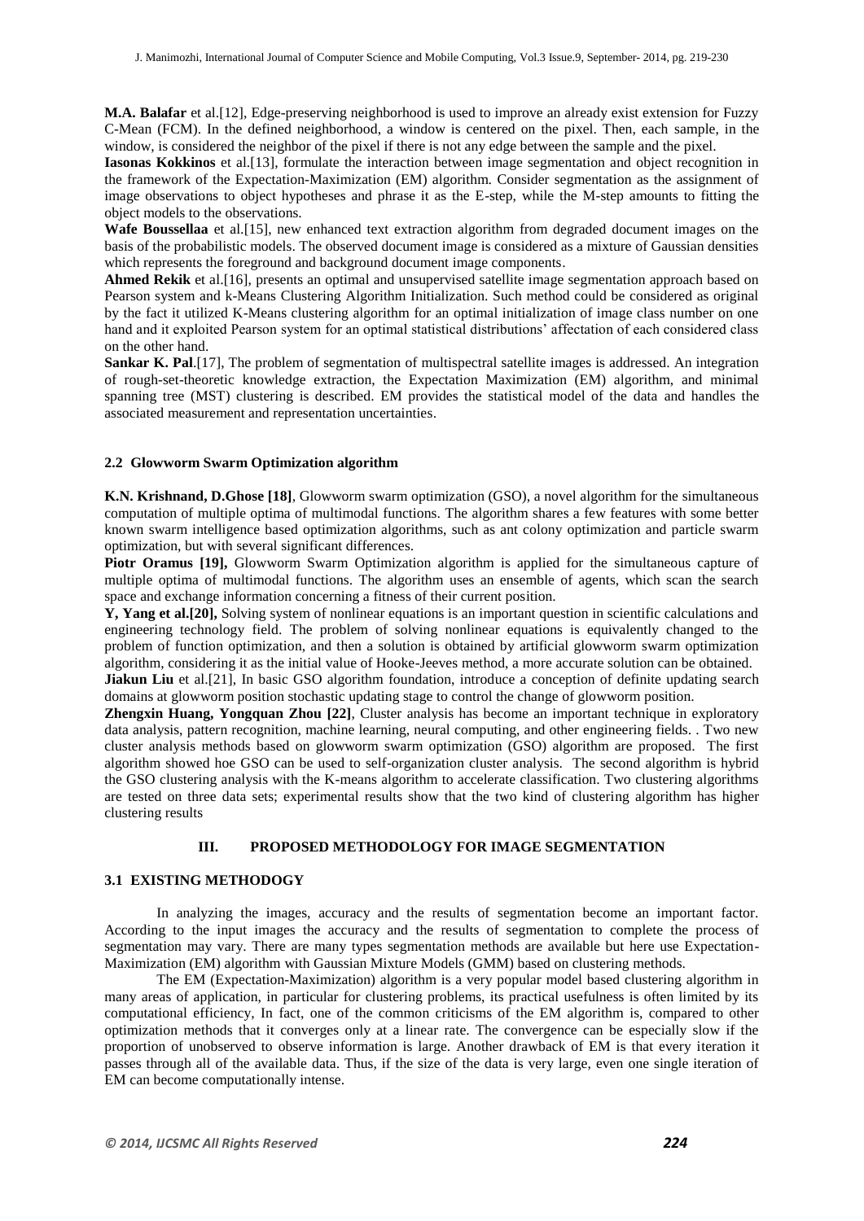**M.A. Balafar** et al.[12], Edge-preserving neighborhood is used to improve an already exist extension for Fuzzy C-Mean (FCM). In the defined neighborhood, a window is centered on the pixel. Then, each sample, in the window, is considered the neighbor of the pixel if there is not any edge between the sample and the pixel.

**Iasonas Kokkinos** et al.[13], formulate the interaction between image segmentation and object recognition in the framework of the Expectation-Maximization (EM) algorithm. Consider segmentation as the assignment of image observations to object hypotheses and phrase it as the E-step, while the M-step amounts to fitting the object models to the observations.

**Wafe Boussellaa** et al.[15], new enhanced text extraction algorithm from degraded document images on the basis of the probabilistic models. The observed document image is considered as a mixture of Gaussian densities which represents the foreground and background document image components.

**Ahmed Rekik** et al.[16], presents an optimal and unsupervised satellite image segmentation approach based on Pearson system and k-Means Clustering Algorithm Initialization. Such method could be considered as original by the fact it utilized K-Means clustering algorithm for an optimal initialization of image class number on one hand and it exploited Pearson system for an optimal statistical distributions' affectation of each considered class on the other hand.

**Sankar K. Pal**.[17], The problem of segmentation of multispectral satellite images is addressed. An integration of rough-set-theoretic knowledge extraction, the Expectation Maximization (EM) algorithm, and minimal spanning tree (MST) clustering is described. EM provides the statistical model of the data and handles the associated measurement and representation uncertainties.

### 2.2 Glowworm Swarm Optimization algorithm

**K.N. Krishnand, D.Ghose [18]**, Glowworm swarm optimization (GSO), a novel algorithm for the simultaneous computation of multiple optima of multimodal functions. The algorithm shares a few features with some better known swarm intelligence based optimization algorithms, such as ant colony optimization and particle swarm optimization, but with several significant differences.

**Piotr Oramus [19],** Glowworm Swarm Optimization algorithm is applied for the simultaneous capture of multiple optima of multimodal functions. The algorithm uses an ensemble of agents, which scan the search space and exchange information concerning a fitness of their current position.

**Y, Yang et al.[20],** Solving system of nonlinear equations is an important question in scientific calculations and engineering technology field. The problem of solving nonlinear equations is equivalently changed to the problem of function optimization, and then a solution is obtained by artificial glowworm swarm optimization algorithm, considering it as the initial value of Hooke-Jeeves method, a more accurate solution can be obtained.

**Jiakun Liu** et al.[21], In basic GSO algorithm foundation, introduce a conception of definite updating search domains at glowworm position stochastic updating stage to control the change of glowworm position.

**Zhengxin Huang, Yongquan Zhou [22]**, Cluster analysis has become an important technique in exploratory data analysis, pattern recognition, machine learning, neural computing, and other engineering fields. . Two new cluster analysis methods based on glowworm swarm optimization (GSO) algorithm are proposed. The first algorithm showed hoe GSO can be used to self-organization cluster analysis. The second algorithm is hybrid the GSO clustering analysis with the K-means algorithm to accelerate classification. Two clustering algorithms are tested on three data sets; experimental results show that the two kind of clustering algorithm has higher clustering results

## III. PROPOSED METHODOLOGY FOR IMAGE SEGMENTATION

### 3.1 EXISTING METHODOGY

In analyzing the images, accuracy and the results of segmentation become an important factor. According to the input images the accuracy and the results of segmentation to complete the process of segmentation may vary. There are many types segmentation methods are available but here use Expectation-Maximization (EM) algorithm with Gaussian Mixture Models (GMM) based on clustering methods.

The EM (Expectation-Maximization) algorithm is a very popular model based clustering algorithm in many areas of application, in particular for clustering problems, its practical usefulness is often limited by its computational efficiency, In fact, one of the common criticisms of the EM algorithm is, compared to other optimization methods that it converges only at a linear rate. The convergence can be especially slow if the proportion of unobserved to observe information is large. Another drawback of EM is that every iteration it passes through all of the available data. Thus, if the size of the data is very large, even one single iteration of EM can become computationally intense.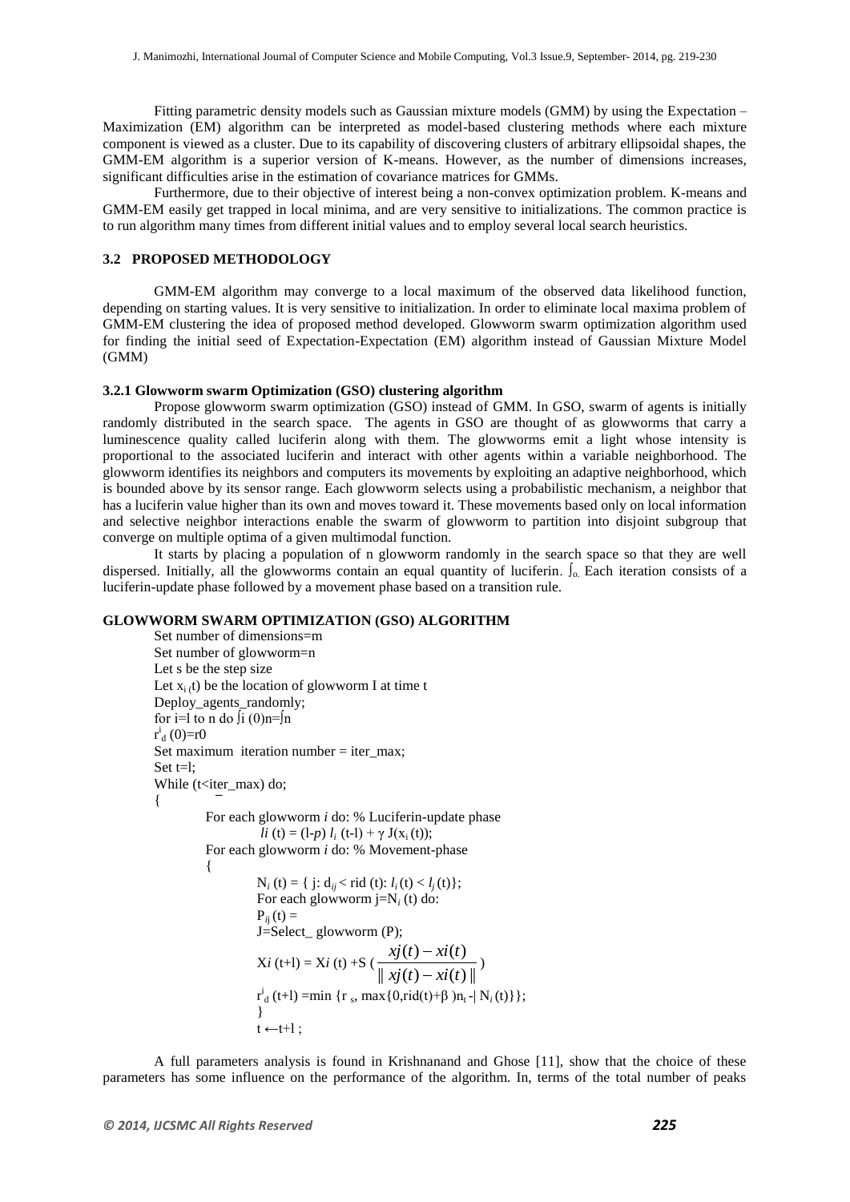Fitting parametric density models such as Gaussian mixture models (GMM) by using the Expectation – Maximization (EM) algorithm can be interpreted as model-based clustering methods where each mixture component is viewed as a cluster. Due to its capability of discovering clusters of arbitrary ellipsoidal shapes, the GMM-EM algorithm is a superior version of K-means. However, as the number of dimensions increases, significant difficulties arise in the estimation of covariance matrices for GMMs.

Furthermore, due to their objective of interest being a non-convex optimization problem. K-means and GMM-EM easily get trapped in local minima, and are very sensitive to initializations. The common practice is to run algorithm many times from different initial values and to employ several local search heuristics.

### 3.2 PROPOSED METHODOLOGY

GMM-EM algorithm may converge to a local maximum of the observed data likelihood function, depending on starting values. It is very sensitive to initialization. In order to eliminate local maxima problem of GMM-EM clustering the idea of proposed method developed. Glowworm swarm optimization algorithm used for finding the initial seed of Expectation-Expectation (EM) algorithm instead of Gaussian Mixture Model (GMM)

#### 3.2.1 Glowworm swarm Optimization (GSO) clustering algorithm

Propose glowworm swarm optimization (GSO) instead of GMM. In GSO, swarm of agents is initially randomly distributed in the search space. The agents in GSO are thought of as glowworms that carry a luminescence quality called luciferin along with them. The glowworms emit a light whose intensity is proportional to the associated luciferin and interact with other agents within a variable neighborhood. The glowworm identifies its neighbors and computers its movements by exploiting an adaptive neighborhood, which is bounded above by its sensor range. Each glowworm selects using a probabilistic mechanism, a neighbor that has a luciferin value higher than its own and moves toward it. These movements based only on local information and selective neighbor interactions enable the swarm of glowworm to partition into disjoint subgroup that converge on multiple optima of a given multimodal function.

It starts by placing a population of n glowworm randomly in the search space so that they are well dispersed. Initially, all the glowworms contain an equal quantity of luciferin. $\int_0$. Each iteration consists of a luciferin-update phase followed by a movement phase based on a transition rule.

**GLOWWORM SWARM OPTIMIZATION (GSO) ALGORITHM**

Set number of dimensions=m
Set number of glowworm=n
Let s be the step size
Let $x_i(t)$ be the location of glowworm I at time t
Deploy_agents_randomly;
for i=l to n do $\int i$ (0)n=$\int$n
$r^i_d(0)$=r0
Set maximum iteration number = iter_max;
Set t=l;
While (t<iter_max) do;
{
For each glowworm *i* do: % Luciferin-update phase
$l_i(t) = (1-p)\, l_i(t-1) + \gamma J(x_i(t))$;
For each glowworm *i* do: % Movement-phase
{
$N_i(t) = \{ j: d_{ij} < rid(t): l_i(t) < l_j(t)\}$;
For each glowworm $j=N_i(t)$ do:
$P_{ij}(t)$ =
J=Select_ glowworm (P);
$Xi(t+l) = Xi(t) + S\left(\frac{xj(t) - xi(t)}{\| xj(t) - xi(t) \|}\right)$
$r^i_d(t+l) = \min\{r_s, \max\{0, rid(t)+\beta)n_t - |N_i(t)\}\}$;
}
t ←t+l ;

A full parameters analysis is found in Krishnanand and Ghose [11], show that the choice of these parameters has some influence on the performance of the algorithm. In, terms of the total number of peaks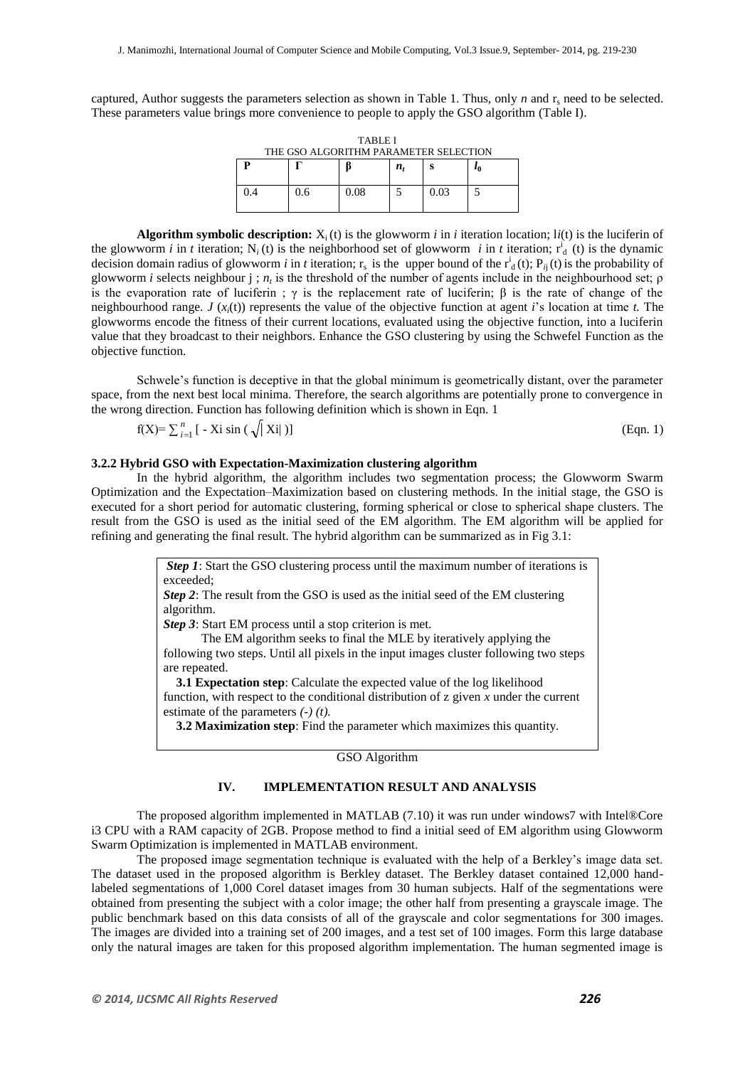captured, Author suggests the parameters selection as shown in Table 1. Thus, only $n$ and $r_s$ need to be selected. These parameters value brings more convenience to people to apply the GSO algorithm (Table I).

TABLE I
THE GSO ALGORITHM PARAMETER SELECTION

| P | Γ | β | $n_t$ | s | $l_0$ |
|---|---|---|---|---|---|
| 0.4 | 0.6 | 0.08 | 5 | 0.03 | 5 |

**Algorithm symbolic description:** $X_i(t)$ is the glowworm $i$ in $i$ iteration location; $li(t)$ is the luciferin of the glowworm $i$ in $t$ iteration; $N_i(t)$ is the neighborhood set of glowworm $i$ in $t$ iteration; $r^i_d(t)$ is the dynamic decision domain radius of glowworm $i$ in $t$ iteration; $r_s$ is the upper bound of the $r^i_d(t)$; $P_{ij}(t)$ is the probability of glowworm $i$ selects neighbour j ; $n_t$ is the threshold of the number of agents include in the neighbourhood set; ρ is the evaporation rate of luciferin ; γ is the replacement rate of luciferin; β is the rate of change of the neighbourhood range. $J(x_i(t))$ represents the value of the objective function at agent $i$'s location at time $t$. The glowworms encode the fitness of their current locations, evaluated using the objective function, into a luciferin value that they broadcast to their neighbors. Enhance the GSO clustering by using the Schwefel Function as the objective function.

Schwele's function is deceptive in that the global minimum is geometrically distant, over the parameter space, from the next best local minima. Therefore, the search algorithms are potentially prone to convergence in the wrong direction. Function has following definition which is shown in Eqn. 1

$$f(X)=\sum_{i=1}^{n}[\,-X_i \sin(\sqrt{|X_i|})\,] \qquad \text{(Eqn. 1)}$$

### 3.2.2 Hybrid GSO with Expectation-Maximization clustering algorithm

In the hybrid algorithm, the algorithm includes two segmentation process; the Glowworm Swarm Optimization and the Expectation–Maximization based on clustering methods. In the initial stage, the GSO is executed for a short period for automatic clustering, forming spherical or close to spherical shape clusters. The result from the GSO is used as the initial seed of the EM algorithm. The EM algorithm will be applied for refining and generating the final result. The hybrid algorithm can be summarized as in Fig 3.1:

***Step 1***: Start the GSO clustering process until the maximum number of iterations is exceeded;

***Step 2***: The result from the GSO is used as the initial seed of the EM clustering algorithm.

***Step 3***: Start EM process until a stop criterion is met.

The EM algorithm seeks to final the MLE by iteratively applying the following two steps. Until all pixels in the input images cluster following two steps are repeated.

**3.1 Expectation step**: Calculate the expected value of the log likelihood function, with respect to the conditional distribution of z given $x$ under the current estimate of the parameters *(-) (t).*

**3.2 Maximization step**: Find the parameter which maximizes this quantity.

GSO Algorithm

## IV. IMPLEMENTATION RESULT AND ANALYSIS

The proposed algorithm implemented in MATLAB (7.10) it was run under windows7 with Intel®Core i3 CPU with a RAM capacity of 2GB. Propose method to find a initial seed of EM algorithm using Glowworm Swarm Optimization is implemented in MATLAB environment.

The proposed image segmentation technique is evaluated with the help of a Berkley's image data set. The dataset used in the proposed algorithm is Berkley dataset. The Berkley dataset contained 12,000 hand-labeled segmentations of 1,000 Corel dataset images from 30 human subjects. Half of the segmentations were obtained from presenting the subject with a color image; the other half from presenting a grayscale image. The public benchmark based on this data consists of all of the grayscale and color segmentations for 300 images. The images are divided into a training set of 200 images, and a test set of 100 images. Form this large database only the natural images are taken for this proposed algorithm implementation. The human segmented image is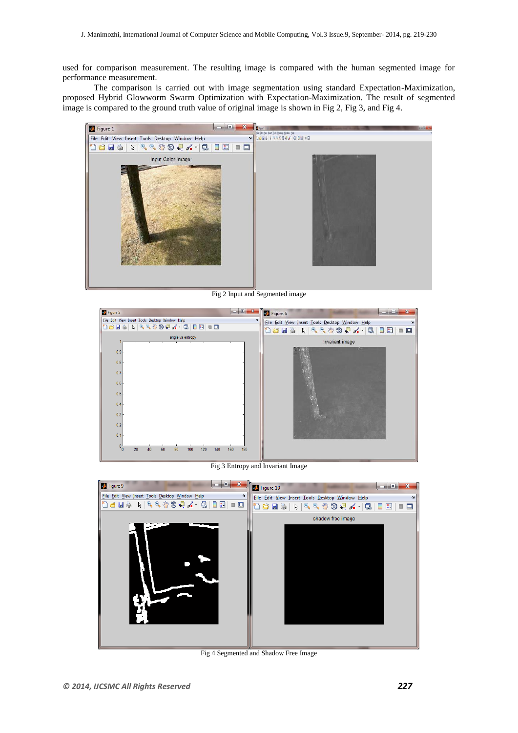used for comparison measurement. The resulting image is compared with the human segmented image for performance measurement.

The comparison is carried out with image segmentation using standard Expectation-Maximization, proposed Hybrid Glowworm Swarm Optimization with Expectation-Maximization. The result of segmented image is compared to the ground truth value of original image is shown in Fig 2, Fig 3, and Fig 4.

Fig 2 Input and Segmented image

Fig 3 Entropy and Invariant Image

Fig 4 Segmented and Shadow Free Image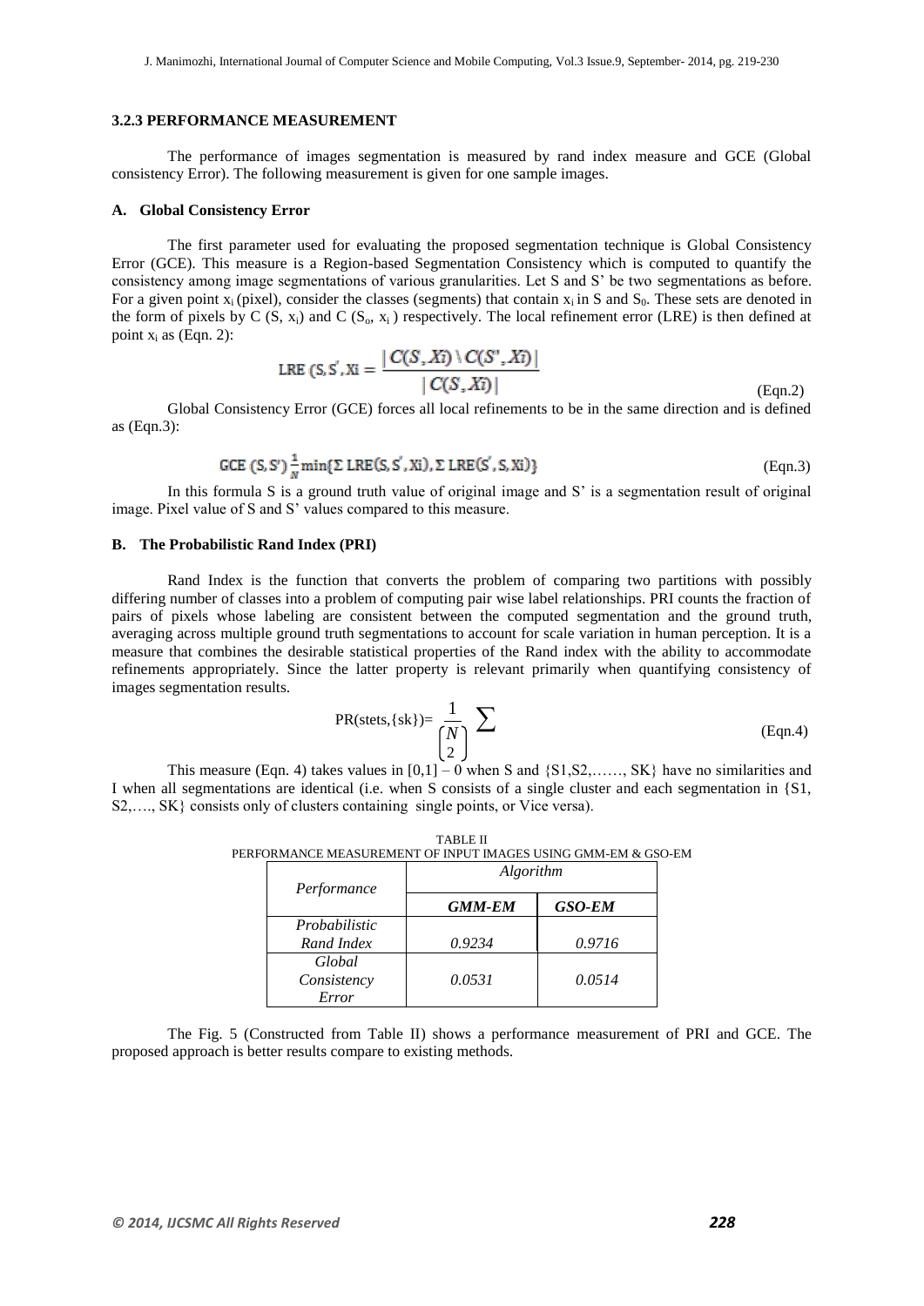### 3.2.3 PERFORMANCE MEASUREMENT

The performance of images segmentation is measured by rand index measure and GCE (Global consistency Error). The following measurement is given for one sample images.

#### A. Global Consistency Error

The first parameter used for evaluating the proposed segmentation technique is Global Consistency Error (GCE). This measure is a Region-based Segmentation Consistency which is computed to quantify the consistency among image segmentations of various granularities. Let S and S' be two segmentations as before. For a given point $x_i$ (pixel), consider the classes (segments) that contain $x_i$ in S and $S_0$. These sets are denoted in the form of pixels by C (S, $x_i$) and C ($S_o$, $x_i$ ) respectively. The local refinement error (LRE) is then defined at point $x_i$ as (Eqn. 2):

$$\text{LRE}\ (S, S', Xi = \frac{|C(S, Xi) \setminus C(S', Xi)|}{|C(S, Xi)|} \tag{Eqn.2}$$

Global Consistency Error (GCE) forces all local refinements to be in the same direction and is defined as (Eqn.3):

$$\text{GCE}\ (S, S') \frac{1}{N} \min\{\Sigma\ \text{LRE}(S, S', Xi), \Sigma\ \text{LRE}(S', S, Xi)\} \tag{Eqn.3}$$

In this formula S is a ground truth value of original image and S' is a segmentation result of original image. Pixel value of S and S' values compared to this measure.

#### B. The Probabilistic Rand Index (PRI)

Rand Index is the function that converts the problem of comparing two partitions with possibly differing number of classes into a problem of computing pair wise label relationships. PRI counts the fraction of pairs of pixels whose labeling are consistent between the computed segmentation and the ground truth, averaging across multiple ground truth segmentations to account for scale variation in human perception. It is a measure that combines the desirable statistical properties of the Rand index with the ability to accommodate refinements appropriately. Since the latter property is relevant primarily when quantifying consistency of images segmentation results.

$$\text{PR(stets,\{sk\})} = \frac{1}{\binom{N}{2}} \sum \tag{Eqn.4}$$

This measure (Eqn. 4) takes values in [0,1] – 0 when S and {S1,S2,……, SK} have no similarities and I when all segmentations are identical (i.e. when S consists of a single cluster and each segmentation in {S1, S2,…., SK} consists only of clusters containing single points, or Vice versa).

TABLE II
PERFORMANCE MEASUREMENT OF INPUT IMAGES USING GMM-EM & GSO-EM

| *Performance* | *Algorithm* | |
|---|---|---|
| | ***GMM-EM*** | ***GSO-EM*** |
| *Probabilistic Rand Index* | *0.9234* | *0.9716* |
| *Global Consistency Error* | *0.0531* | *0.0514* |

The Fig. 5 (Constructed from Table II) shows a performance measurement of PRI and GCE. The proposed approach is better results compare to existing methods.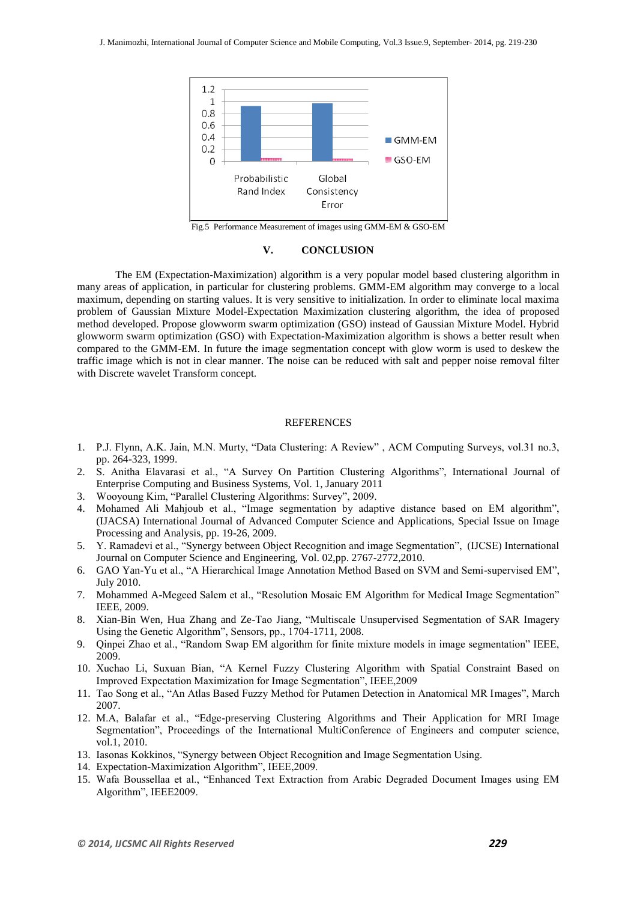Fig.5 Performance Measurement of images using GMM-EM & GSO-EM

## V. CONCLUSION

The EM (Expectation-Maximization) algorithm is a very popular model based clustering algorithm in many areas of application, in particular for clustering problems. GMM-EM algorithm may converge to a local maximum, depending on starting values. It is very sensitive to initialization. In order to eliminate local maxima problem of Gaussian Mixture Model-Expectation Maximization clustering algorithm, the idea of proposed method developed. Propose glowworm swarm optimization (GSO) instead of Gaussian Mixture Model. Hybrid glowworm swarm optimization (GSO) with Expectation-Maximization algorithm is shows a better result when compared to the GMM-EM. In future the image segmentation concept with glow worm is used to deskew the traffic image which is not in clear manner. The noise can be reduced with salt and pepper noise removal filter with Discrete wavelet Transform concept.

## REFERENCES

1. P.J. Flynn, A.K. Jain, M.N. Murty, "Data Clustering: A Review" , ACM Computing Surveys, vol.31 no.3, pp. 264-323, 1999.
2. S. Anitha Elavarasi et al., "A Survey On Partition Clustering Algorithms", International Journal of Enterprise Computing and Business Systems, Vol. 1, January 2011
3. Wooyoung Kim, "Parallel Clustering Algorithms: Survey", 2009.
4. Mohamed Ali Mahjoub et al., "Image segmentation by adaptive distance based on EM algorithm", (IJACSA) International Journal of Advanced Computer Science and Applications, Special Issue on Image Processing and Analysis, pp. 19-26, 2009.
5. Y. Ramadevi et al., "Synergy between Object Recognition and image Segmentation", (IJCSE) International Journal on Computer Science and Engineering, Vol. 02,pp. 2767-2772,2010.
6. GAO Yan-Yu et al., "A Hierarchical Image Annotation Method Based on SVM and Semi-supervised EM", July 2010.
7. Mohammed A-Megeed Salem et al., "Resolution Mosaic EM Algorithm for Medical Image Segmentation" IEEE, 2009.
8. Xian-Bin Wen, Hua Zhang and Ze-Tao Jiang, "Multiscale Unsupervised Segmentation of SAR Imagery Using the Genetic Algorithm", Sensors, pp., 1704-1711, 2008.
9. Qinpei Zhao et al., "Random Swap EM algorithm for finite mixture models in image segmentation" IEEE, 2009.
10. Xuchao Li, Suxuan Bian, "A Kernel Fuzzy Clustering Algorithm with Spatial Constraint Based on Improved Expectation Maximization for Image Segmentation", IEEE,2009
11. Tao Song et al., "An Atlas Based Fuzzy Method for Putamen Detection in Anatomical MR Images", March 2007.
12. M.A, Balafar et al., "Edge-preserving Clustering Algorithms and Their Application for MRI Image Segmentation", Proceedings of the International MultiConference of Engineers and computer science, vol.1, 2010.
13. Iasonas Kokkinos, "Synergy between Object Recognition and Image Segmentation Using.
14. Expectation-Maximization Algorithm", IEEE,2009.
15. Wafa Boussellaa et al., "Enhanced Text Extraction from Arabic Degraded Document Images using EM Algorithm", IEEE2009.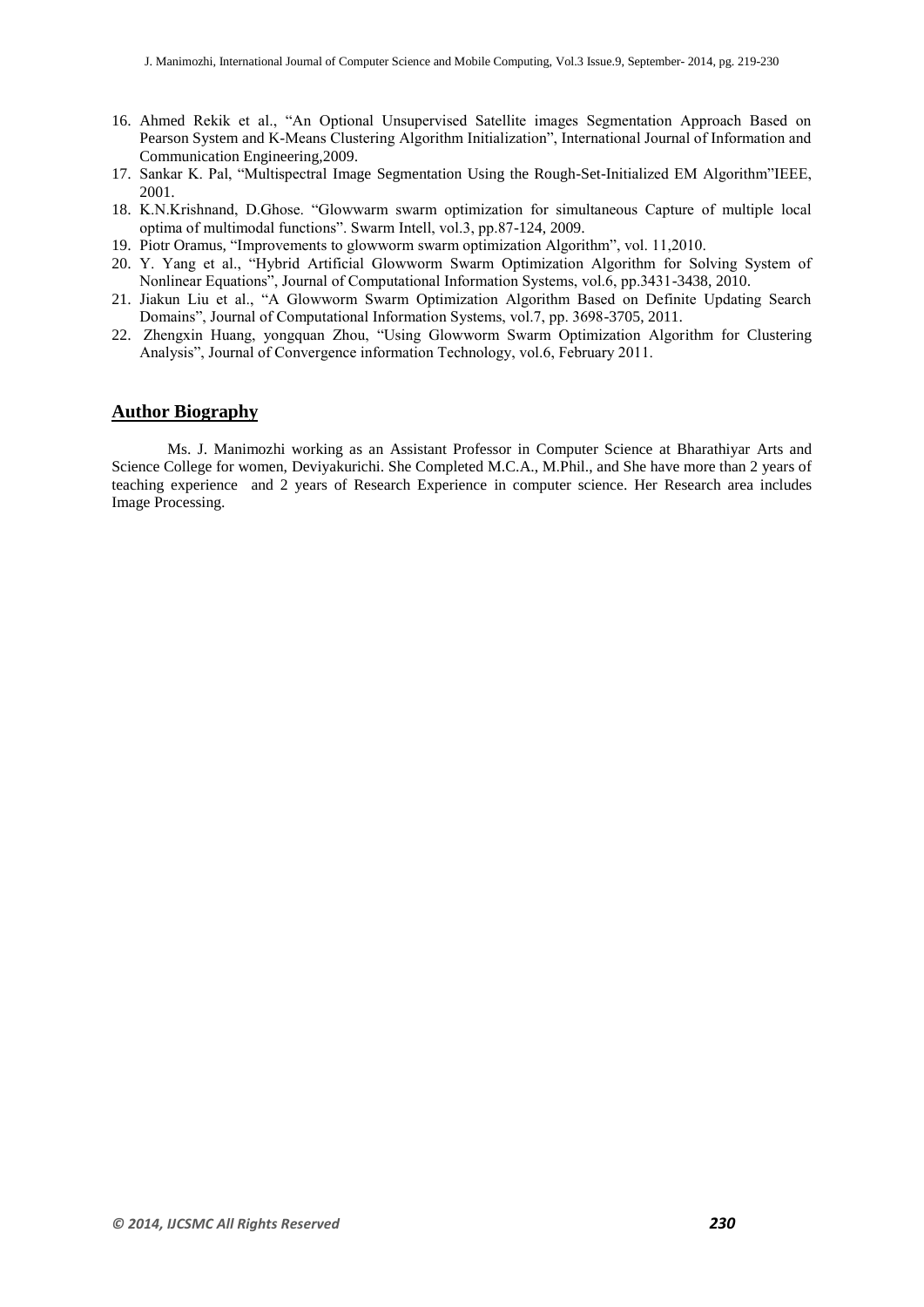16. Ahmed Rekik et al., "An Optional Unsupervised Satellite images Segmentation Approach Based on Pearson System and K-Means Clustering Algorithm Initialization", International Journal of Information and Communication Engineering,2009.
17. Sankar K. Pal, "Multispectral Image Segmentation Using the Rough-Set-Initialized EM Algorithm"IEEE, 2001.
18. K.N.Krishnand, D.Ghose. "Glowwarm swarm optimization for simultaneous Capture of multiple local optima of multimodal functions". Swarm Intell, vol.3, pp.87-124, 2009.
19. Piotr Oramus, "Improvements to glowworm swarm optimization Algorithm", vol. 11,2010.
20. Y. Yang et al., "Hybrid Artificial Glowworm Swarm Optimization Algorithm for Solving System of Nonlinear Equations", Journal of Computational Information Systems, vol.6, pp.3431-3438, 2010.
21. Jiakun Liu et al., "A Glowworm Swarm Optimization Algorithm Based on Definite Updating Search Domains", Journal of Computational Information Systems, vol.7, pp. 3698-3705, 2011.
22. Zhengxin Huang, yongquan Zhou, "Using Glowworm Swarm Optimization Algorithm for Clustering Analysis", Journal of Convergence information Technology, vol.6, February 2011.

## Author Biography

Ms. J. Manimozhi working as an Assistant Professor in Computer Science at Bharathiyar Arts and Science College for women, Deviyakurichi. She Completed M.C.A., M.Phil., and She have more than 2 years of teaching experience and 2 years of Research Experience in computer science. Her Research area includes Image Processing.